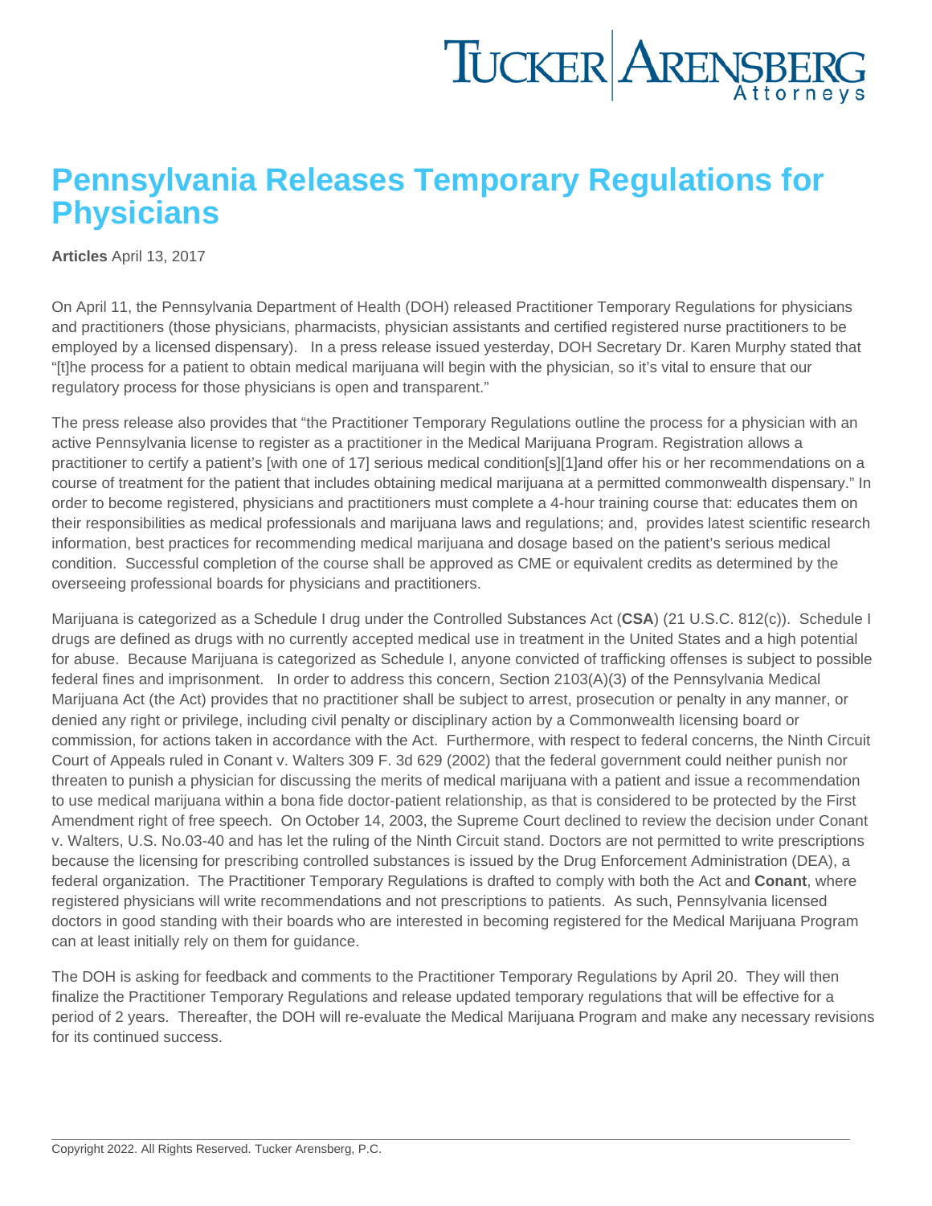# Pennsylvania Releases Temporary Regulations for Physicians

**Articles** April 13, 2017

On April 11, the Pennsylvania Department of Health (DOH) released Practitioner Temporary Regulations for physicians and practitioners (those physicians, pharmacists, physician assistants and certified registered nurse practitioners to be employed by a licensed dispensary). In a press release issued yesterday, DOH Secretary Dr. Karen Murphy stated that "[t]he process for a patient to obtain medical marijuana will begin with the physician, so it's vital to ensure that our regulatory process for those physicians is open and transparent."

The press release also provides that "the Practitioner Temporary Regulations outline the process for a physician with an active Pennsylvania license to register as a practitioner in the Medical Marijuana Program. Registration allows a practitioner to certify a patient's [with one of 17] serious medical condition[s][1]and offer his or her recommendations on a course of treatment for the patient that includes obtaining medical marijuana at a permitted commonwealth dispensary." In order to become registered, physicians and practitioners must complete a 4-hour training course that: educates them on their responsibilities as medical professionals and marijuana laws and regulations; and, provides latest scientific research information, best practices for recommending medical marijuana and dosage based on the patient's serious medical condition. Successful completion of the course shall be approved as CME or equivalent credits as determined by the overseeing professional boards for physicians and practitioners.

Marijuana is categorized as a Schedule I drug under the Controlled Substances Act (**CSA**) (21 U.S.C. 812(c)). Schedule I drugs are defined as drugs with no currently accepted medical use in treatment in the United States and a high potential for abuse. Because Marijuana is categorized as Schedule I, anyone convicted of trafficking offenses is subject to possible federal fines and imprisonment. In order to address this concern, Section 2103(A)(3) of the Pennsylvania Medical Marijuana Act (the Act) provides that no practitioner shall be subject to arrest, prosecution or penalty in any manner, or denied any right or privilege, including civil penalty or disciplinary action by a Commonwealth licensing board or commission, for actions taken in accordance with the Act. Furthermore, with respect to federal concerns, the Ninth Circuit Court of Appeals ruled in Conant v. Walters 309 F. 3d 629 (2002) that the federal government could neither punish nor threaten to punish a physician for discussing the merits of medical marijuana with a patient and issue a recommendation to use medical marijuana within a bona fide doctor-patient relationship, as that is considered to be protected by the First Amendment right of free speech. On October 14, 2003, the Supreme Court declined to review the decision under Conant v. Walters, U.S. No.03-40 and has let the ruling of the Ninth Circuit stand. Doctors are not permitted to write prescriptions because the licensing for prescribing controlled substances is issued by the Drug Enforcement Administration (DEA), a federal organization. The Practitioner Temporary Regulations is drafted to comply with both the Act and **Conant**, where registered physicians will write recommendations and not prescriptions to patients. As such, Pennsylvania licensed doctors in good standing with their boards who are interested in becoming registered for the Medical Marijuana Program can at least initially rely on them for guidance.

The DOH is asking for feedback and comments to the Practitioner Temporary Regulations by April 20. They will then finalize the Practitioner Temporary Regulations and release updated temporary regulations that will be effective for a period of 2 years. Thereafter, the DOH will re-evaluate the Medical Marijuana Program and make any necessary revisions for its continued success.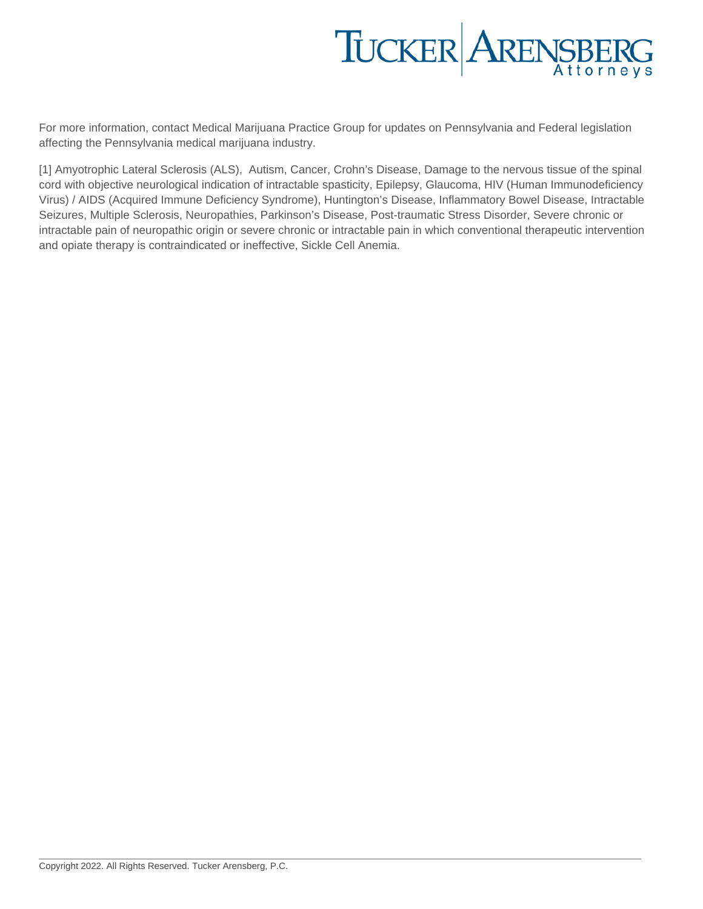For more information, contact Medical Marijuana Practice Group for updates on Pennsylvania and Federal legislation affecting the Pennsylvania medical marijuana industry.

[1] Amyotrophic Lateral Sclerosis (ALS),  Autism, Cancer, Crohn’s Disease, Damage to the nervous tissue of the spinal cord with objective neurological indication of intractable spasticity, Epilepsy, Glaucoma, HIV (Human Immunodeficiency Virus) / AIDS (Acquired Immune Deficiency Syndrome), Huntington’s Disease, Inflammatory Bowel Disease, Intractable Seizures, Multiple Sclerosis, Neuropathies, Parkinson’s Disease, Post-traumatic Stress Disorder, Severe chronic or intractable pain of neuropathic origin or severe chronic or intractable pain in which conventional therapeutic intervention and opiate therapy is contraindicated or ineffective, Sickle Cell Anemia.

Copyright 2022. All Rights Reserved. Tucker Arensberg, P.C.